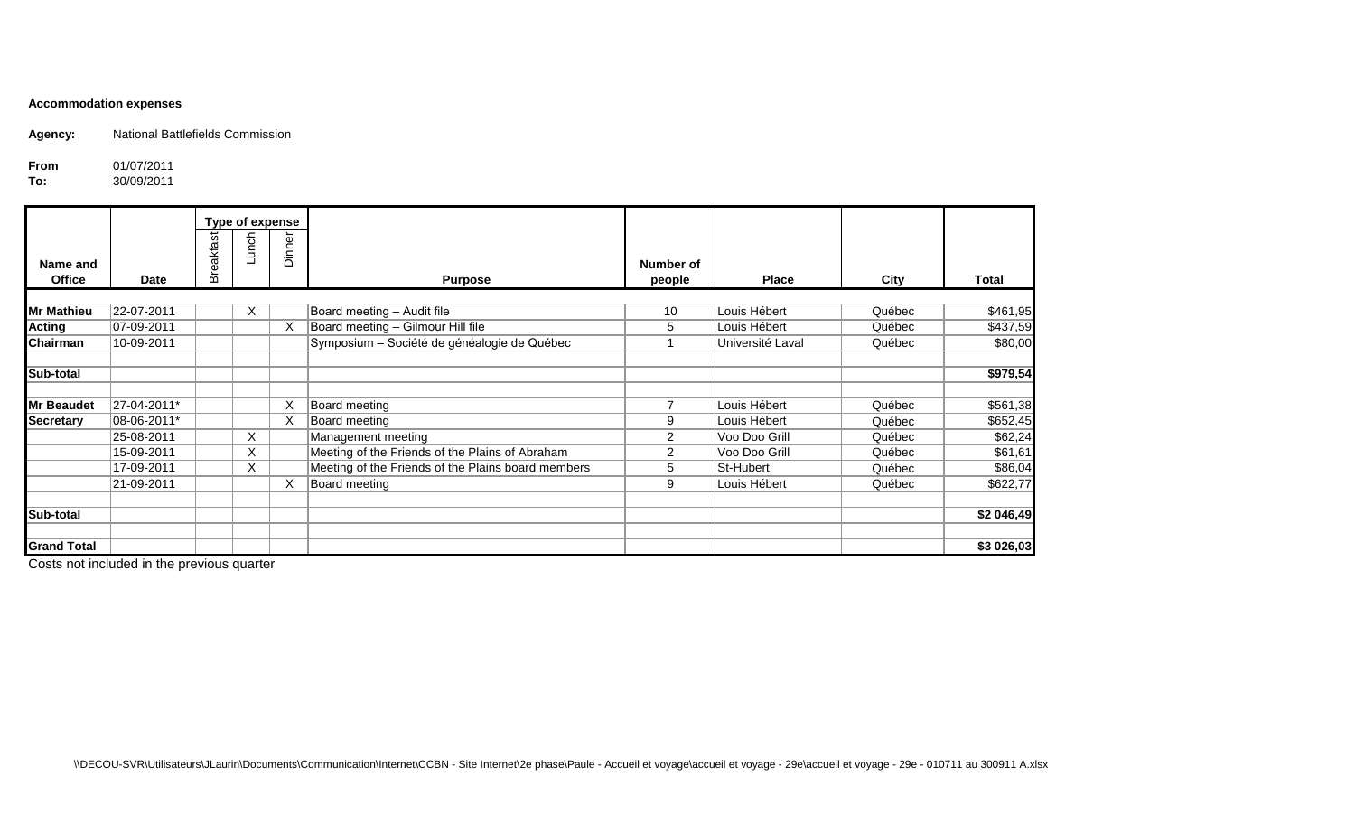**Accommodation expenses**

**Agency:** National Battlefields Commission

**From** 01/07/2011
**To:** 30/09/2011

| Name and Office | Date | Type of expense | | | Purpose | Number of people | Place | City | Total |
|---|---|---|---|---|---|---|---|---|---|
| | | Breakfast | Lunch | Dinner | | | | | |
| **Mr Mathieu** | 22-07-2011 | | X | | Board meeting – Audit file | 10 | Louis Hébert | Québec | $461,95 |
| **Acting** | 07-09-2011 | | | X | Board meeting – Gilmour Hill file | 5 | Louis Hébert | Québec | $437,59 |
| **Chairman** | 10-09-2011 | | | | Symposium – Société de généalogie de Québec | 1 | Université Laval | Québec | $80,00 |
| **Sub-total** | | | | | | | | | **$979,54** |
| **Mr Beaudet** | 27-04-2011* | | | X | Board meeting | 7 | Louis Hébert | Québec | $561,38 |
| **Secretary** | 08-06-2011* | | | X | Board meeting | 9 | Louis Hébert | Québec | $652,45 |
| | 25-08-2011 | | X | | Management meeting | 2 | Voo Doo Grill | Québec | $62,24 |
| | 15-09-2011 | | X | | Meeting of the Friends of the Plains of Abraham | 2 | Voo Doo Grill | Québec | $61,61 |
| | 17-09-2011 | | X | | Meeting of the Friends of the Plains board members | 5 | St-Hubert | Québec | $86,04 |
| | 21-09-2011 | | | X | Board meeting | 9 | Louis Hébert | Québec | $622,77 |
| **Sub-total** | | | | | | | | | **$2 046,49** |
| **Grand Total** | | | | | | | | | **$3 026,03** |

Costs not included in the previous quarter

\\DECOU-SVR\Utilisateurs\JLaurin\Documents\Communication\Internet\CCBN - Site Internet\2e phase\Paule - Accueil et voyage\accueil et voyage - 29e\accueil et voyage - 29e - 010711 au 300911 A.xlsx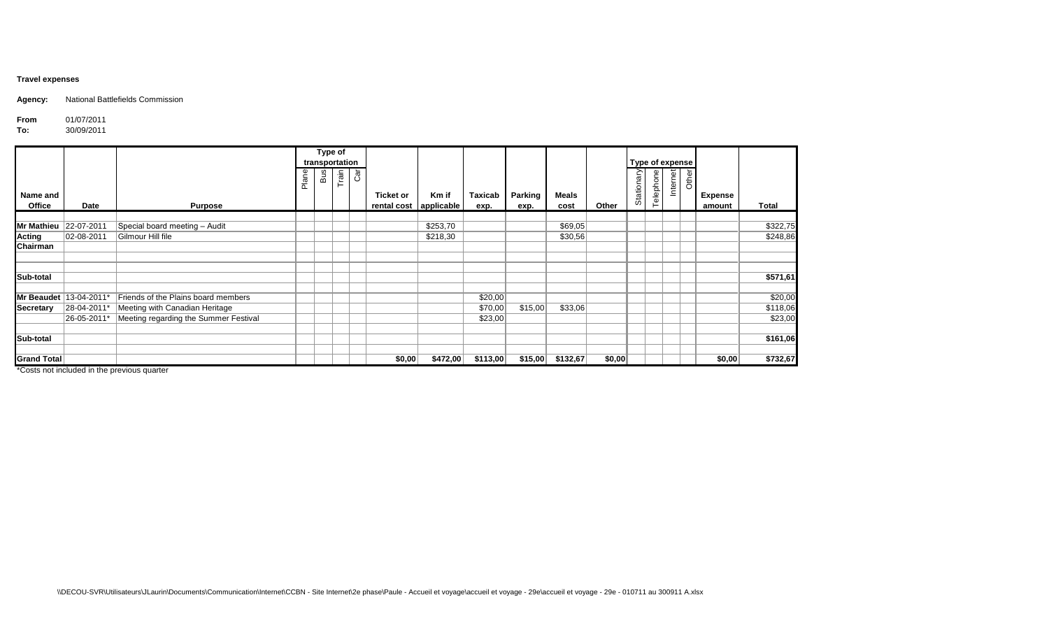**Travel expenses**

**Agency:** National Battlefields Commission

**From** 01/07/2011
**To:** 30/09/2011

| Name and Office | Date | Purpose | Type of transportation: Plane | Bus | Train | Car | Ticket or rental cost | Km if applicable | Taxicab exp. | Parking exp. | Meals cost | Other | Type of expense: Stationary | Telephone | Internet | Other | Expense amount | Total |
|---|---|---|---|---|---|---|---|---|---|---|---|---|---|---|---|---|---|---|
| **Mr Mathieu** | 22-07-2011 | Special board meeting – Audit | | | | | | $253,70 | | | $69,05 | | | | | | | $322,75 |
| **Acting** | 02-08-2011 | Gilmour Hill file | | | | | | $218,30 | | | $30,56 | | | | | | | $248,86 |
| **Chairman** | | | | | | | | | | | | | | | | | | |
| **Sub-total** | | | | | | | | | | | | | | | | | | **$571,61** |
| **Mr Beaudet** | 13-04-2011* | Friends of the Plains board members | | | | | | | $20,00 | | | | | | | | | $20,00 |
| **Secretary** | 28-04-2011* | Meeting with Canadian Heritage | | | | | | | $70,00 | $15,00 | $33,06 | | | | | | | $118,06 |
| | 26-05-2011* | Meeting regarding the Summer Festival | | | | | | | $23,00 | | | | | | | | | $23,00 |
| **Sub-total** | | | | | | | | | | | | | | | | | | **$161,06** |
| **Grand Total** | | | | | | | **$0,00** | **$472,00** | **$113,00** | **$15,00** | **$132,67** | **$0,00** | | | | | **$0,00** | **$732,67** |

*Costs not included in the previous quarter

\\DECOU-SVR\Utilisateurs\JLaurin\Documents\Communication\Internet\CCBN - Site Internet\2e phase\Paule - Accueil et voyage\accueil et voyage - 29e\accueil et voyage - 29e - 010711 au 300911 A.xlsx